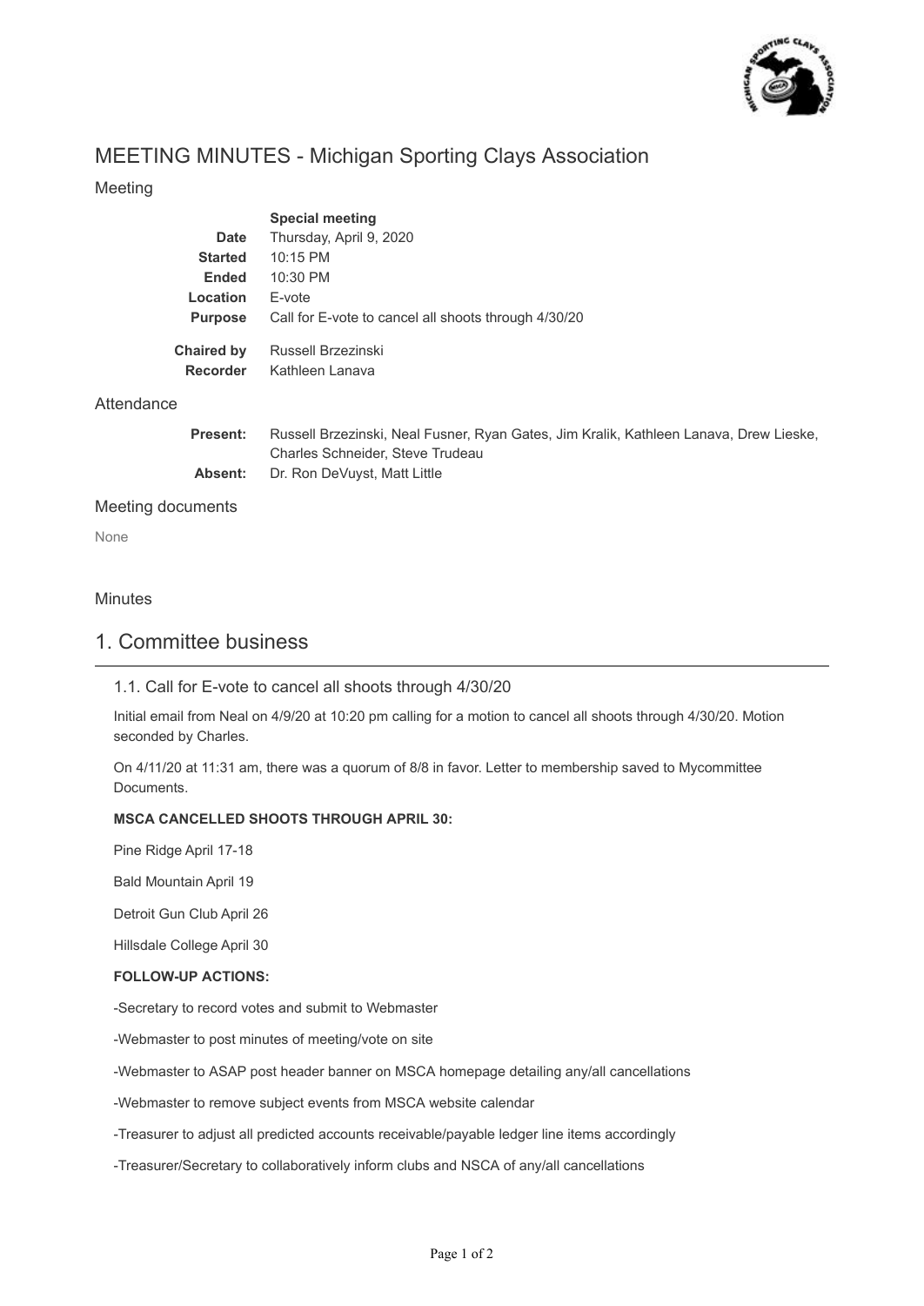# MEETING MINUTES - Michigan Sporting Clays Association

## Meeting

| | |
|---|---|
| | **Special meeting** |
| **Date** | Thursday, April 9, 2020 |
| **Started** | 10:15 PM |
| **Ended** | 10:30 PM |
| **Location** | E-vote |
| **Purpose** | Call for E-vote to cancel all shoots through 4/30/20 |
| **Chaired by** | Russell Brzezinski |
| **Recorder** | Kathleen Lanava |

## Attendance

| | |
|---|---|
| **Present:** | Russell Brzezinski, Neal Fusner, Ryan Gates, Jim Kralik, Kathleen Lanava, Drew Lieske, Charles Schneider, Steve Trudeau |
| **Absent:** | Dr. Ron DeVuyst, Matt Little |

## Meeting documents

None

## Minutes

# 1. Committee business

### 1.1. Call for E-vote to cancel all shoots through 4/30/20

Initial email from Neal on 4/9/20 at 10:20 pm calling for a motion to cancel all shoots through 4/30/20. Motion seconded by Charles.

On 4/11/20 at 11:31 am, there was a quorum of 8/8 in favor. Letter to membership saved to Mycommittee Documents.

**MSCA CANCELLED SHOOTS THROUGH APRIL 30:**

Pine Ridge April 17-18

Bald Mountain April 19

Detroit Gun Club April 26

Hillsdale College April 30

**FOLLOW-UP ACTIONS:**

-Secretary to record votes and submit to Webmaster

-Webmaster to post minutes of meeting/vote on site

-Webmaster to ASAP post header banner on MSCA homepage detailing any/all cancellations

-Webmaster to remove subject events from MSCA website calendar

-Treasurer to adjust all predicted accounts receivable/payable ledger line items accordingly

-Treasurer/Secretary to collaboratively inform clubs and NSCA of any/all cancellations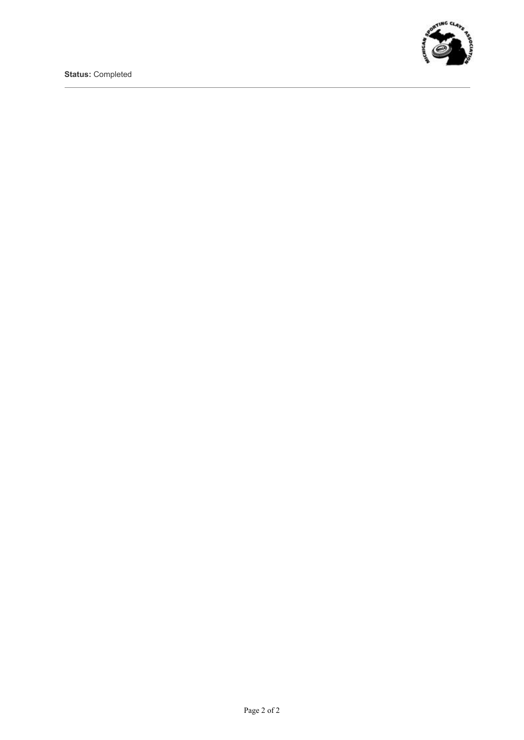**Status:** Completed